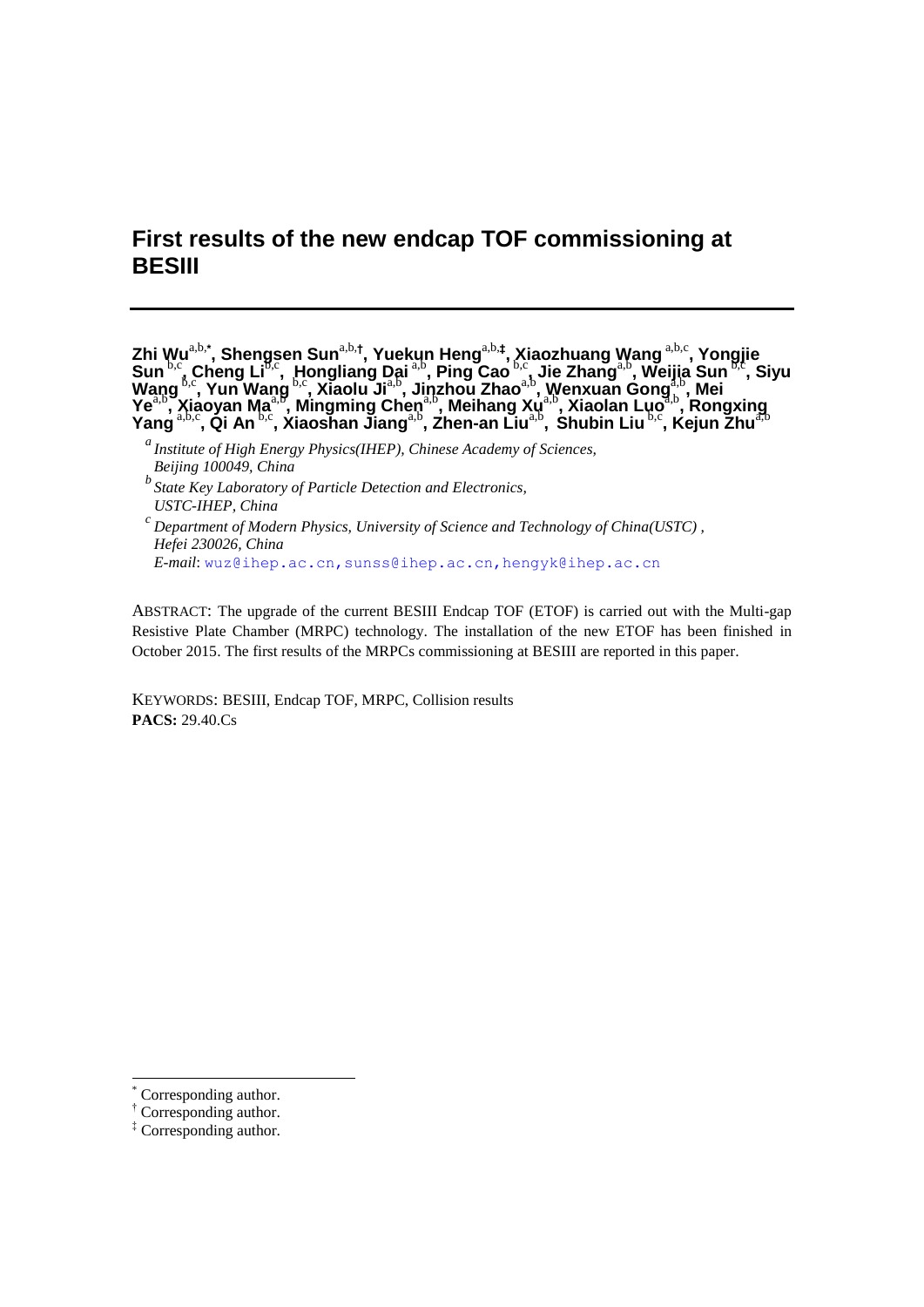# First results of the new endcap TOF commissioning at BESIII

**Zhi Wu[a,b,*], Shengsen Sun[a,b,†], Yuekun Heng[a,b,‡], Xiaozhuang Wang [a,b,c], Yongjie Sun [b,c], Cheng Li[b,c], Hongliang Dai [a,b], Ping Cao [b,c], Jie Zhang[a,b], Weijia Sun [b,c], Siyu Wang [b,c], Yun Wang [b,c], Xiaolu Ji[a,b], Jinzhou Zhao[a,b], Wenxuan Gong[a,b], Mei Ye[a,b], Xiaoyan Ma[a,b], Mingming Chen[a,b], Meihang Xu[a,b], Xiaolan Luo[a,b], Rongxing Yang [a,b,c], Qi An [b,c], Xiaoshan Jiang[a,b], Zhen-an Liu[a,b], Shubin Liu [b,c], Kejun Zhu[a,b]**

[a] *Institute of High Energy Physics(IHEP), Chinese Academy of Sciences, Beijing 100049, China*

[b] *State Key Laboratory of Particle Detection and Electronics, USTC-IHEP, China*

[c] *Department of Modern Physics, University of Science and Technology of China(USTC), Hefei 230026, China*

*E-mail*: wuz@ihep.ac.cn, sunss@ihep.ac.cn, hengyk@ihep.ac.cn

ABSTRACT: The upgrade of the current BESIII Endcap TOF (ETOF) is carried out with the Multi-gap Resistive Plate Chamber (MRPC) technology. The installation of the new ETOF has been finished in October 2015. The first results of the MRPCs commissioning at BESIII are reported in this paper.

KEYWORDS: BESIII, Endcap TOF, MRPC, Collision results

**PACS:** 29.40.Cs

---

\* Corresponding author.

† Corresponding author.

‡ Corresponding author.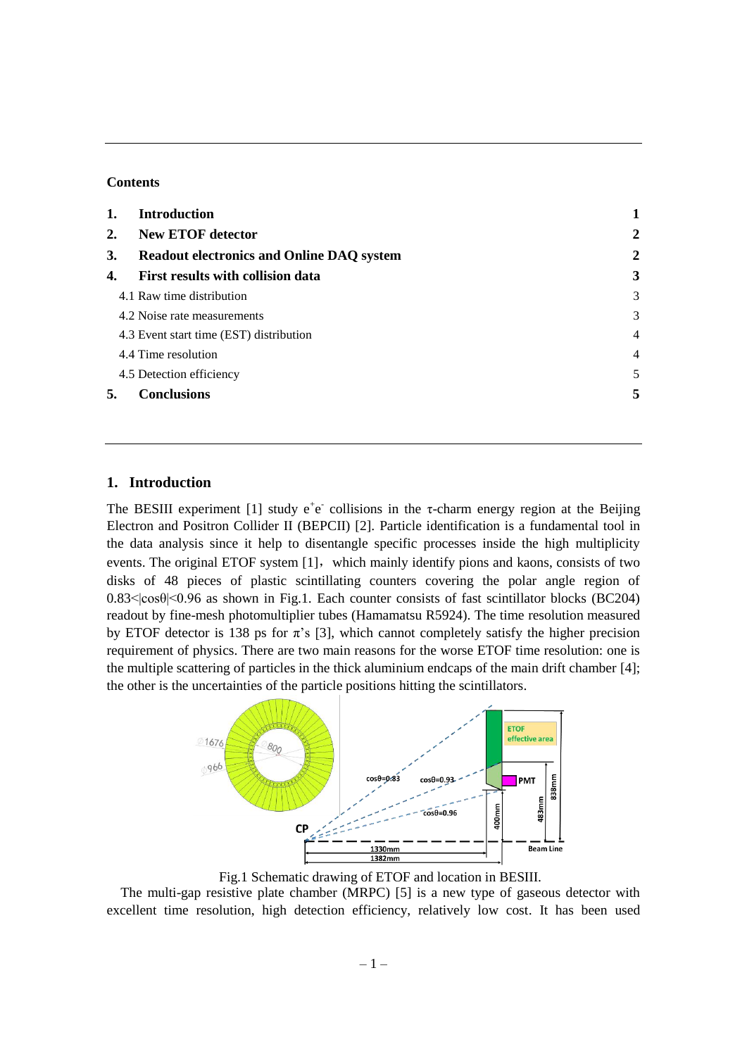**Contents**

| | | |
|---|---|---|
| **1.** | **Introduction** | **1** |
| **2.** | **New ETOF detector** | **2** |
| **3.** | **Readout electronics and Online DAQ system** | **2** |
| **4.** | **First results with collision data** | **3** |
| | 4.1 Raw time distribution | 3 |
| | 4.2 Noise rate measurements | 3 |
| | 4.3 Event start time (EST) distribution | 4 |
| | 4.4 Time resolution | 4 |
| | 4.5 Detection efficiency | 5 |
| **5.** | **Conclusions** | **5** |

## 1. Introduction

The BESIII experiment [1] study $e^+e^-$ collisions in the τ-charm energy region at the Beijing Electron and Positron Collider II (BEPCII) [2]. Particle identification is a fundamental tool in the data analysis since it help to disentangle specific processes inside the high multiplicity events. The original ETOF system [1]，which mainly identify pions and kaons, consists of two disks of 48 pieces of plastic scintillating counters covering the polar angle region of $0.83<|\cos\theta|<0.96$ as shown in Fig.1. Each counter consists of fast scintillator blocks (BC204) readout by fine-mesh photomultiplier tubes (Hamamatsu R5924). The time resolution measured by ETOF detector is 138 ps for π's [3], which cannot completely satisfy the higher precision requirement of physics. There are two main reasons for the worse ETOF time resolution: one is the multiple scattering of particles in the thick aluminium endcaps of the main drift chamber [4]; the other is the uncertainties of the particle positions hitting the scintillators.

Fig.1 Schematic drawing of ETOF and location in BESIII.

The multi-gap resistive plate chamber (MRPC) [5] is a new type of gaseous detector with excellent time resolution, high detection efficiency, relatively low cost. It has been used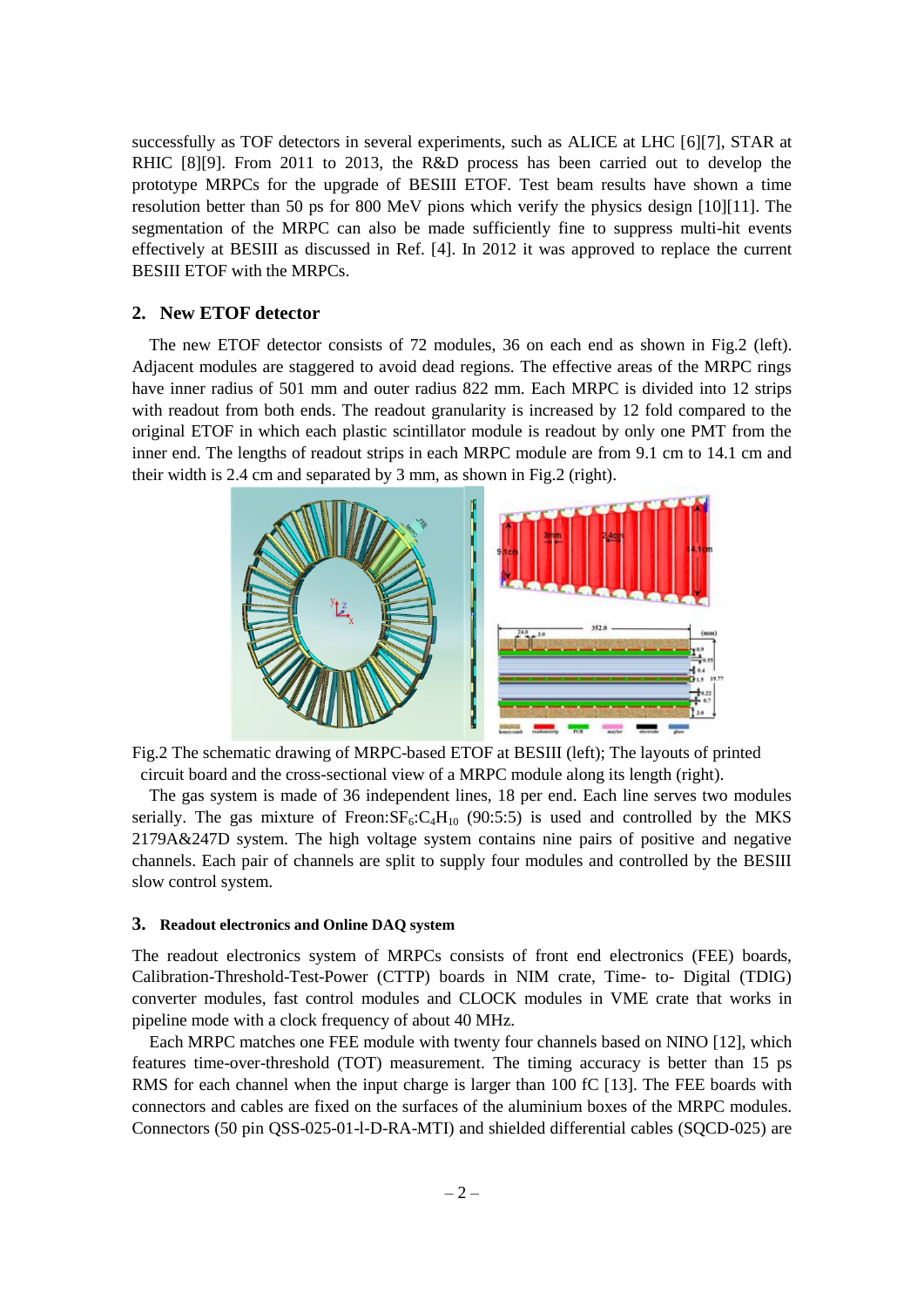successfully as TOF detectors in several experiments, such as ALICE at LHC [6][7], STAR at RHIC [8][9]. From 2011 to 2013, the R&D process has been carried out to develop the prototype MRPCs for the upgrade of BESIII ETOF. Test beam results have shown a time resolution better than 50 ps for 800 MeV pions which verify the physics design [10][11]. The segmentation of the MRPC can also be made sufficiently fine to suppress multi-hit events effectively at BESIII as discussed in Ref. [4]. In 2012 it was approved to replace the current BESIII ETOF with the MRPCs.

## 2. New ETOF detector

The new ETOF detector consists of 72 modules, 36 on each end as shown in Fig.2 (left). Adjacent modules are staggered to avoid dead regions. The effective areas of the MRPC rings have inner radius of 501 mm and outer radius 822 mm. Each MRPC is divided into 12 strips with readout from both ends. The readout granularity is increased by 12 fold compared to the original ETOF in which each plastic scintillator module is readout by only one PMT from the inner end. The lengths of readout strips in each MRPC module are from 9.1 cm to 14.1 cm and their width is 2.4 cm and separated by 3 mm, as shown in Fig.2 (right).

Fig.2 The schematic drawing of MRPC-based ETOF at BESIII (left); The layouts of printed circuit board and the cross-sectional view of a MRPC module along its length (right).

The gas system is made of 36 independent lines, 18 per end. Each line serves two modules serially. The gas mixture of Freon:$SF_6$:$C_4H_{10}$ (90:5:5) is used and controlled by the MKS 2179A&247D system. The high voltage system contains nine pairs of positive and negative channels. Each pair of channels are split to supply four modules and controlled by the BESIII slow control system.

### 3. Readout electronics and Online DAQ system

The readout electronics system of MRPCs consists of front end electronics (FEE) boards, Calibration-Threshold-Test-Power (CTTP) boards in NIM crate, Time- to- Digital (TDIG) converter modules, fast control modules and CLOCK modules in VME crate that works in pipeline mode with a clock frequency of about 40 MHz.

Each MRPC matches one FEE module with twenty four channels based on NINO [12], which features time-over-threshold (TOT) measurement. The timing accuracy is better than 15 ps RMS for each channel when the input charge is larger than 100 fC [13]. The FEE boards with connectors and cables are fixed on the surfaces of the aluminium boxes of the MRPC modules. Connectors (50 pin QSS-025-01-l-D-RA-MTI) and shielded differential cables (SQCD-025) are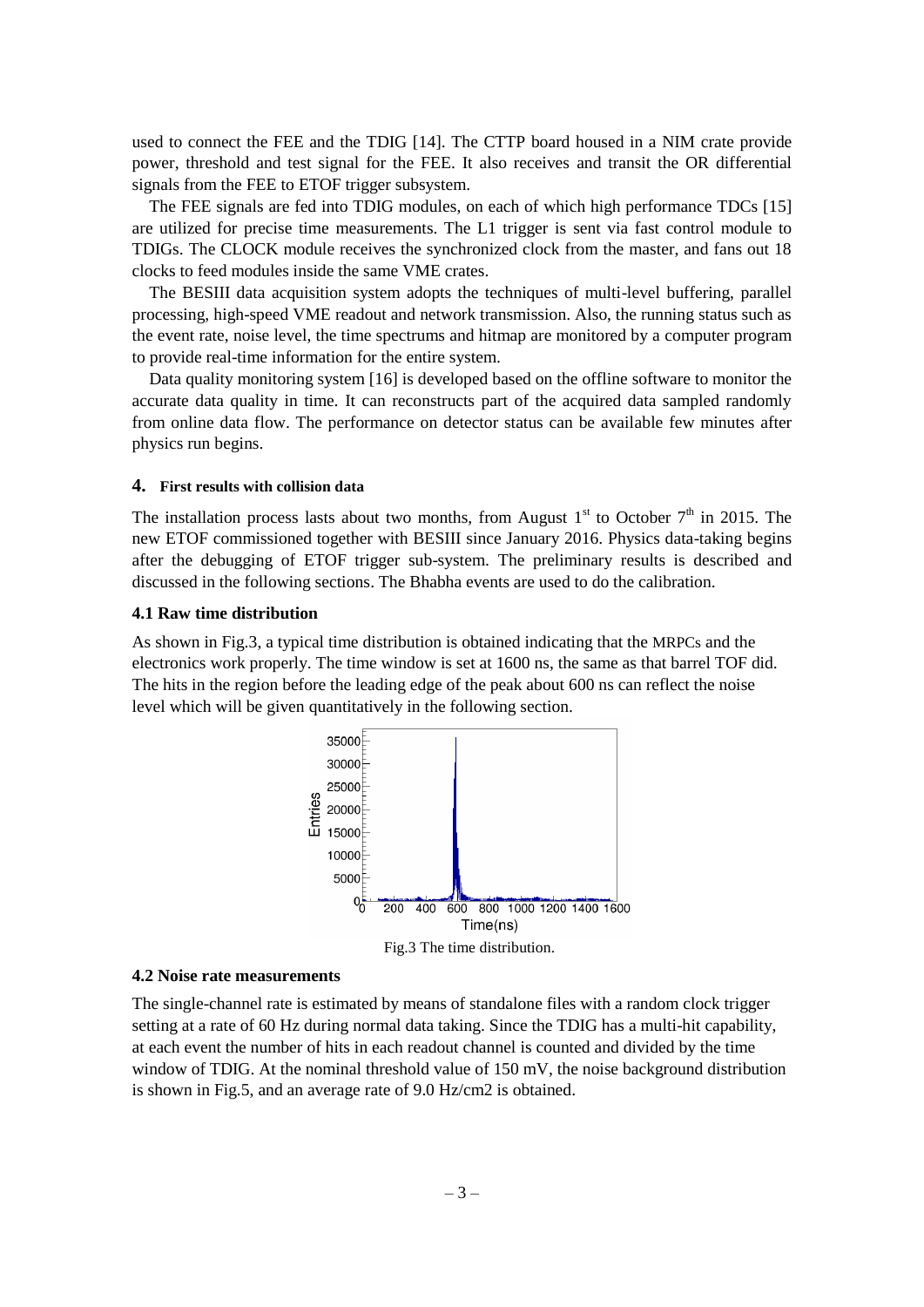used to connect the FEE and the TDIG [14]. The CTTP board housed in a NIM crate provide power, threshold and test signal for the FEE. It also receives and transit the OR differential signals from the FEE to ETOF trigger subsystem.

The FEE signals are fed into TDIG modules, on each of which high performance TDCs [15] are utilized for precise time measurements. The L1 trigger is sent via fast control module to TDIGs. The CLOCK module receives the synchronized clock from the master, and fans out 18 clocks to feed modules inside the same VME crates.

The BESIII data acquisition system adopts the techniques of multi-level buffering, parallel processing, high-speed VME readout and network transmission. Also, the running status such as the event rate, noise level, the time spectrums and hitmap are monitored by a computer program to provide real-time information for the entire system.

Data quality monitoring system [16] is developed based on the offline software to monitor the accurate data quality in time. It can reconstructs part of the acquired data sampled randomly from online data flow. The performance on detector status can be available few minutes after physics run begins.

## 4. First results with collision data

The installation process lasts about two months, from August 1st to October 7th in 2015. The new ETOF commissioned together with BESIII since January 2016. Physics data-taking begins after the debugging of ETOF trigger sub-system. The preliminary results is described and discussed in the following sections. The Bhabha events are used to do the calibration.

### 4.1 Raw time distribution

As shown in Fig.3, a typical time distribution is obtained indicating that the MRPCs and the electronics work properly. The time window is set at 1600 ns, the same as that barrel TOF did. The hits in the region before the leading edge of the peak about 600 ns can reflect the noise level which will be given quantitatively in the following section.

Fig.3 The time distribution.

### 4.2 Noise rate measurements

The single-channel rate is estimated by means of standalone files with a random clock trigger setting at a rate of 60 Hz during normal data taking. Since the TDIG has a multi-hit capability, at each event the number of hits in each readout channel is counted and divided by the time window of TDIG. At the nominal threshold value of 150 mV, the noise background distribution is shown in Fig.5, and an average rate of 9.0 Hz/cm2 is obtained.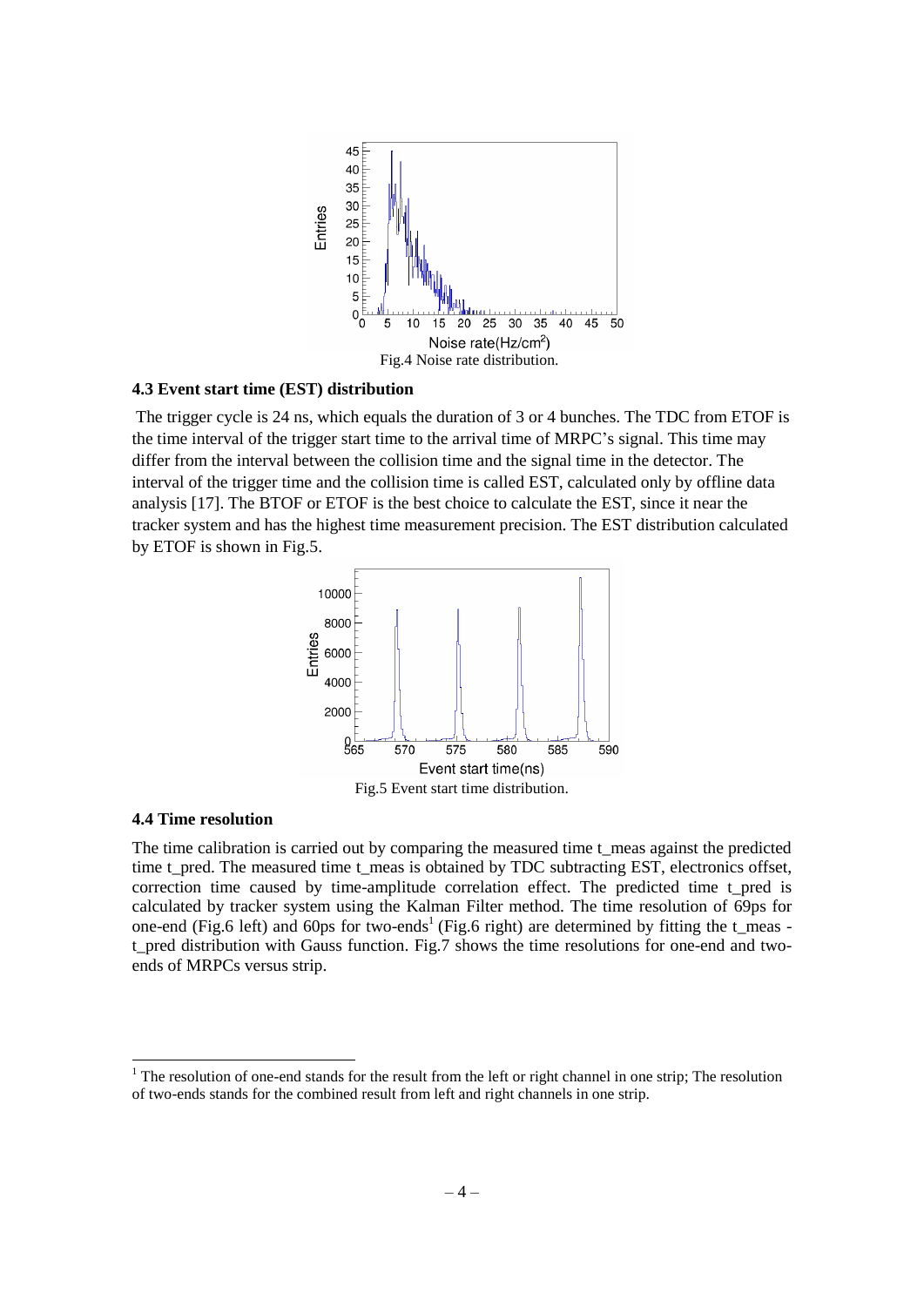Fig.4 Noise rate distribution.

### 4.3 Event start time (EST) distribution

The trigger cycle is 24 ns, which equals the duration of 3 or 4 bunches. The TDC from ETOF is the time interval of the trigger start time to the arrival time of MRPC's signal. This time may differ from the interval between the collision time and the signal time in the detector. The interval of the trigger time and the collision time is called EST, calculated only by offline data analysis [17]. The BTOF or ETOF is the best choice to calculate the EST, since it near the tracker system and has the highest time measurement precision. The EST distribution calculated by ETOF is shown in Fig.5.

Fig.5 Event start time distribution.

### 4.4 Time resolution

The time calibration is carried out by comparing the measured time t_meas against the predicted time t_pred. The measured time t_meas is obtained by TDC subtracting EST, electronics offset, correction time caused by time-amplitude correlation effect. The predicted time t_pred is calculated by tracker system using the Kalman Filter method. The time resolution of 69ps for one-end (Fig.6 left) and 60ps for two-ends[1] (Fig.6 right) are determined by fitting the t_meas - t_pred distribution with Gauss function. Fig.7 shows the time resolutions for one-end and two-ends of MRPCs versus strip.

[1] The resolution of one-end stands for the result from the left or right channel in one strip; The resolution of two-ends stands for the combined result from left and right channels in one strip.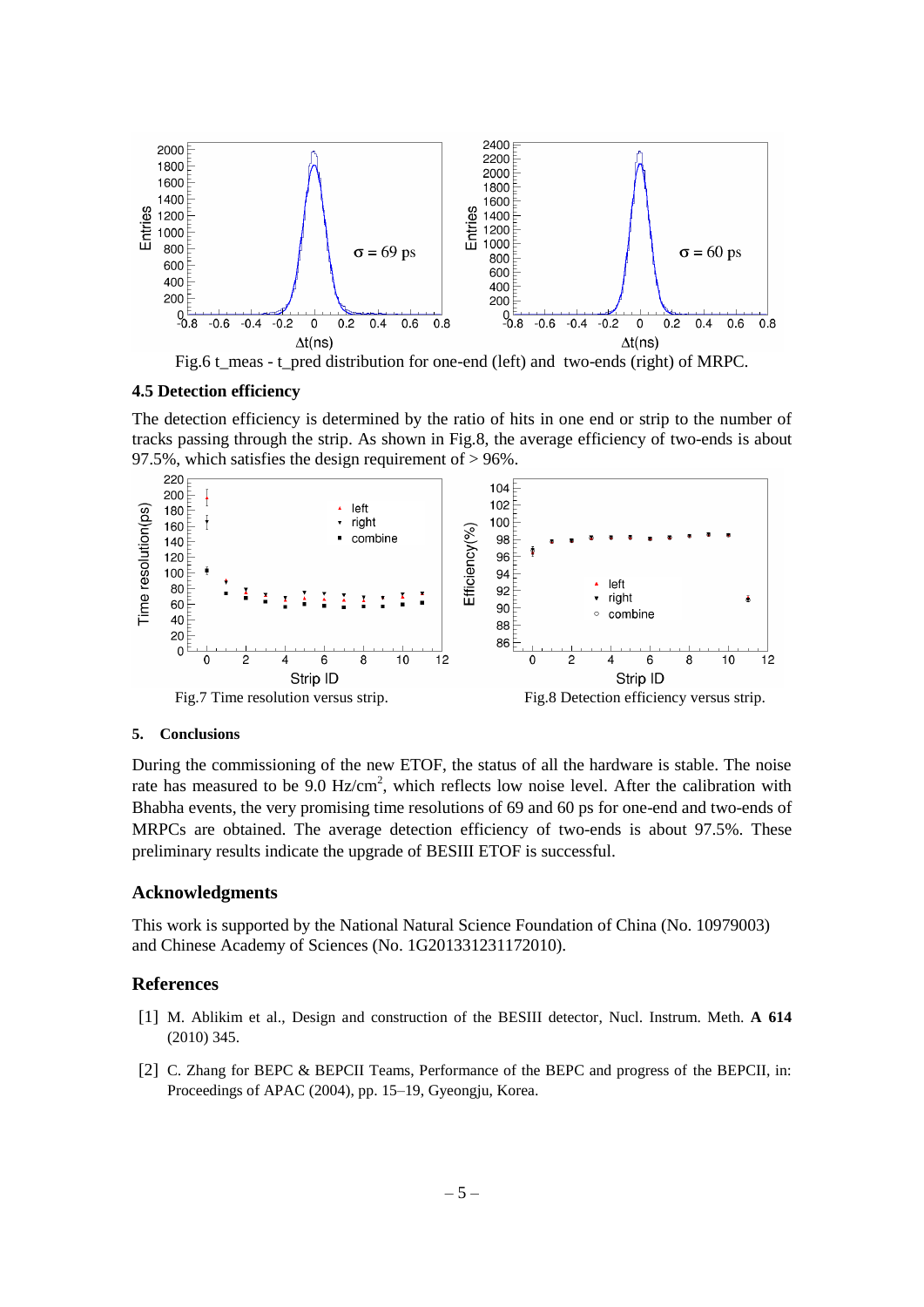Fig.6 t_meas - t_pred distribution for one-end (left) and two-ends (right) of MRPC.

### 4.5 Detection efficiency

The detection efficiency is determined by the ratio of hits in one end or strip to the number of tracks passing through the strip. As shown in Fig.8, the average efficiency of two-ends is about 97.5%, which satisfies the design requirement of > 96%.

Fig.7 Time resolution versus strip.

Fig.8 Detection efficiency versus strip.

## 5. Conclusions

During the commissioning of the new ETOF, the status of all the hardware is stable. The noise rate has measured to be 9.0 Hz/cm$^2$, which reflects low noise level. After the calibration with Bhabha events, the very promising time resolutions of 69 and 60 ps for one-end and two-ends of MRPCs are obtained. The average detection efficiency of two-ends is about 97.5%. These preliminary results indicate the upgrade of BESIII ETOF is successful.

## Acknowledgments

This work is supported by the National Natural Science Foundation of China (No. 10979003) and Chinese Academy of Sciences (No. 1G201331231172010).

## References

[1] M. Ablikim et al., Design and construction of the BESIII detector, Nucl. Instrum. Meth. **A 614** (2010) 345.

[2] C. Zhang for BEPC & BEPCII Teams, Performance of the BEPC and progress of the BEPCII, in: Proceedings of APAC (2004), pp. 15–19, Gyeongju, Korea.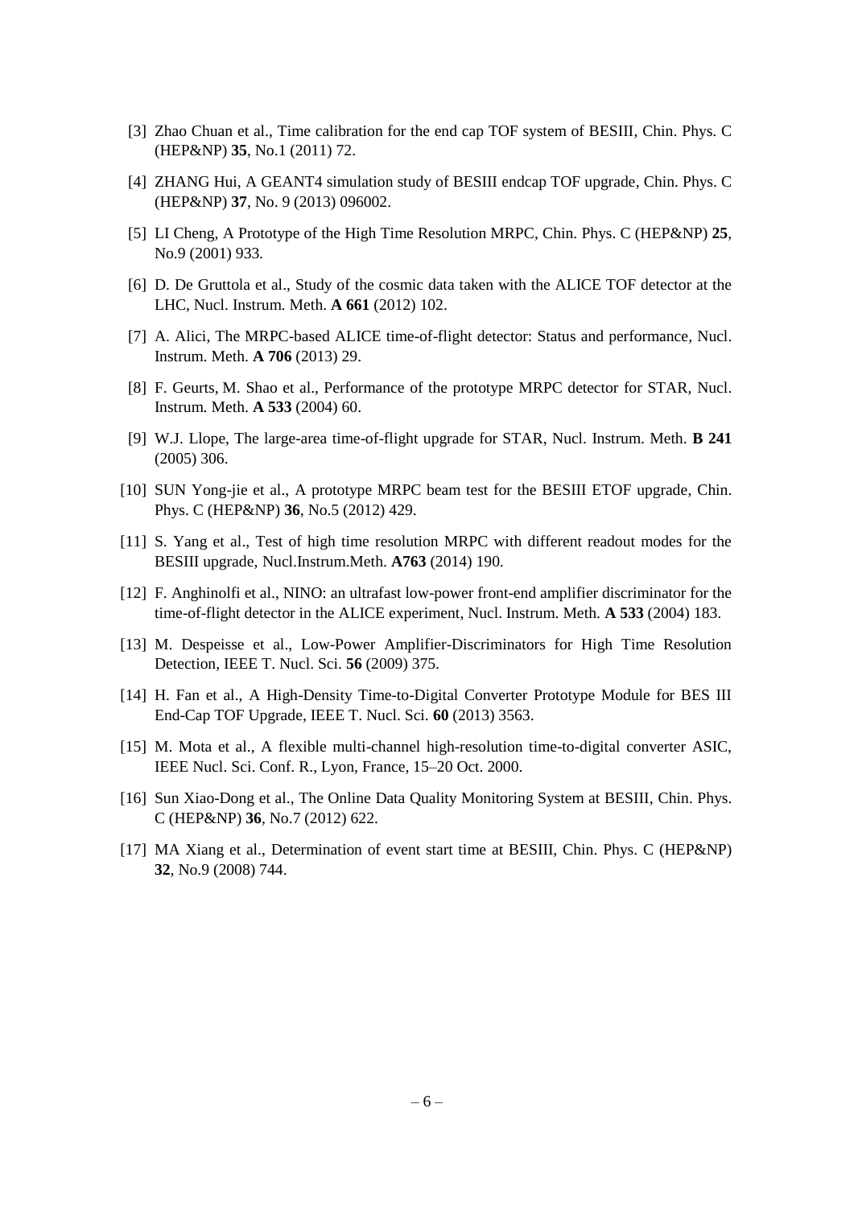[3] Zhao Chuan et al., Time calibration for the end cap TOF system of BESIII, Chin. Phys. C (HEP&NP) **35**, No.1 (2011) 72.

[4] ZHANG Hui, A GEANT4 simulation study of BESIII endcap TOF upgrade, Chin. Phys. C (HEP&NP) **37**, No. 9 (2013) 096002.

[5] LI Cheng, A Prototype of the High Time Resolution MRPC, Chin. Phys. C (HEP&NP) **25**, No.9 (2001) 933.

[6] D. De Gruttola et al., Study of the cosmic data taken with the ALICE TOF detector at the LHC, Nucl. Instrum. Meth. **A 661** (2012) 102.

[7] A. Alici, The MRPC-based ALICE time-of-flight detector: Status and performance, Nucl. Instrum. Meth. **A 706** (2013) 29.

[8] F. Geurts, M. Shao et al., Performance of the prototype MRPC detector for STAR, Nucl. Instrum. Meth. **A 533** (2004) 60.

[9] W.J. Llope, The large-area time-of-flight upgrade for STAR, Nucl. Instrum. Meth. **B 241** (2005) 306.

[10] SUN Yong-jie et al., A prototype MRPC beam test for the BESIII ETOF upgrade, Chin. Phys. C (HEP&NP) **36**, No.5 (2012) 429.

[11] S. Yang et al., Test of high time resolution MRPC with different readout modes for the BESIII upgrade, Nucl.Instrum.Meth. **A763** (2014) 190.

[12] F. Anghinolfi et al., NINO: an ultrafast low-power front-end amplifier discriminator for the time-of-flight detector in the ALICE experiment, Nucl. Instrum. Meth. **A 533** (2004) 183.

[13] M. Despeisse et al., Low-Power Amplifier-Discriminators for High Time Resolution Detection, IEEE T. Nucl. Sci. **56** (2009) 375.

[14] H. Fan et al., A High-Density Time-to-Digital Converter Prototype Module for BES III End-Cap TOF Upgrade, IEEE T. Nucl. Sci. **60** (2013) 3563.

[15] M. Mota et al., A flexible multi-channel high-resolution time-to-digital converter ASIC, IEEE Nucl. Sci. Conf. R., Lyon, France, 15–20 Oct. 2000.

[16] Sun Xiao-Dong et al., The Online Data Quality Monitoring System at BESIII, Chin. Phys. C (HEP&NP) **36**, No.7 (2012) 622.

[17] MA Xiang et al., Determination of event start time at BESIII, Chin. Phys. C (HEP&NP) **32**, No.9 (2008) 744.